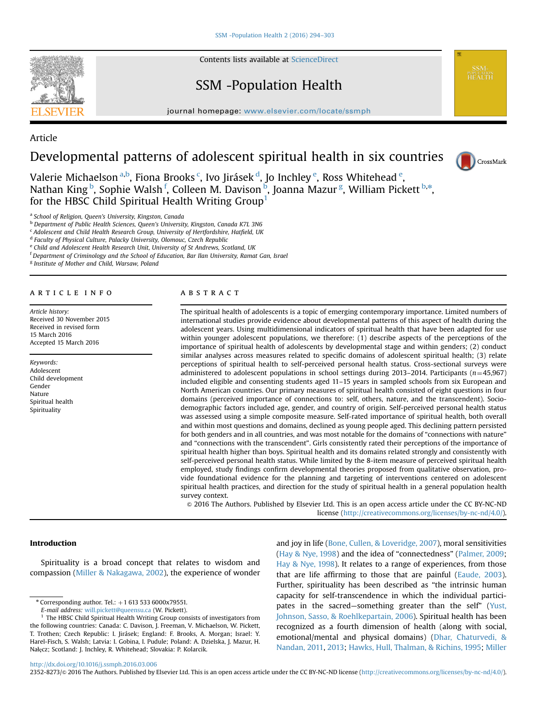Article

# Developmental patterns of adolescent spiritual health in six countries

Valerie Michaelson [a,b], Fiona Brooks [c], Ivo Jirásek [d], Jo Inchley [e], Ross Whitehead [e], Nathan King [b], Sophie Walsh [f], Colleen M. Davison [b], Joanna Mazur [g], William Pickett [b,*], for the HBSC Child Spiritual Health Writing Group [1]

[a] School of Religion, Queen's University, Kingston, Canada
[b] Department of Public Health Sciences, Queen's University, Kingston, Canada K7L 3N6
[c] Adolescent and Child Health Research Group, University of Hertfordshire, Hatfield, UK
[d] Faculty of Physical Culture, Palacky University, Olomouc, Czech Republic
[e] Child and Adolescent Health Research Unit, University of St Andrews, Scotland, UK
[f] Department of Criminology and the School of Education, Bar Ilan University, Ramat Gan, Israel
[g] Institute of Mother and Child, Warsaw, Poland

## ARTICLE INFO

*Article history:*
Received 30 November 2015
Received in revised form 15 March 2016
Accepted 15 March 2016

*Keywords:*
Adolescent
Child development
Gender
Nature
Spiritual health
Spirituality

## ABSTRACT

The spiritual health of adolescents is a topic of emerging contemporary importance. Limited numbers of international studies provide evidence about developmental patterns of this aspect of health during the adolescent years. Using multidimensional indicators of spiritual health that have been adapted for use within younger adolescent populations, we therefore: (1) describe aspects of the perceptions of the importance of spiritual health of adolescents by developmental stage and within genders; (2) conduct similar analyses across measures related to specific domains of adolescent spiritual health; (3) relate perceptions of spiritual health to self-perceived personal health status. Cross-sectional surveys were administered to adolescent populations in school settings during 2013–2014. Participants ($n = 45,967$) included eligible and consenting students aged 11–15 years in sampled schools from six European and North American countries. Our primary measures of spiritual health consisted of eight questions in four domains (perceived importance of connections to: self, others, nature, and the transcendent). Socio-demographic factors included age, gender, and country of origin. Self-perceived personal health status was assessed using a simple composite measure. Self-rated importance of spiritual health, both overall and within most questions and domains, declined as young people aged. This declining pattern persisted for both genders and in all countries, and was most notable for the domains of "connections with nature" and "connections with the transcendent". Girls consistently rated their perceptions of the importance of spiritual health higher than boys. Spiritual health and its domains related strongly and consistently with self-perceived personal health status. While limited by the 8-item measure of perceived spiritual health employed, study findings confirm developmental theories proposed from qualitative observation, provide foundational evidence for the planning and targeting of interventions centered on adolescent spiritual health practices, and direction for the study of spiritual health in a general population health survey context.

© 2016 The Authors. Published by Elsevier Ltd. This is an open access article under the CC BY-NC-ND license (http://creativecommons.org/licenses/by-nc-nd/4.0/).

## Introduction

Spirituality is a broad concept that relates to wisdom and compassion (Miller & Nakagawa, 2002), the experience of wonder and joy in life (Bone, Cullen, & Loveridge, 2007), moral sensitivities (Hay & Nye, 1998) and the idea of "connectedness" (Palmer, 2009; Hay & Nye, 1998). It relates to a range of experiences, from those that are life affirming to those that are painful (Eaude, 2003). Further, spirituality has been described as "the intrinsic human capacity for self-transcendence in which the individual participates in the sacred—something greater than the self" (Yust, Johnson, Sasso, & Roehlkepartain, 2006). Spiritual health has been recognized as a fourth dimension of health (along with social, emotional/mental and physical domains) (Dhar, Chaturvedi, & Nandan, 2011, 2013; Hawks, Hull, Thalman, & Richins, 1995; Miller

---

* Corresponding author. Tel.: +1 613 533 6000x79551.
*E-mail address:* will.pickett@queensu.ca (W. Pickett).

[1] The HBSC Child Spiritual Health Writing Group consists of investigators from the following countries: Canada: C. Davison, J. Freeman, V. Michaelson, W. Pickett, T. Trothen; Czech Republic: I. Jirásek; England: F. Brooks, A. Morgan; Israel: Y. Harel-Fisch, S. Walsh; Latvia: I. Gobina, I. Pudule; Poland: A. Dzielska, J. Mazur, H. Nałęcz; Scotland: J. Inchley, R. Whitehead; Slovakia: P. Kolarcik.

http://dx.doi.org/10.1016/j.ssmph.2016.03.006
2352-8273/© 2016 The Authors. Published by Elsevier Ltd. This is an open access article under the CC BY-NC-ND license (http://creativecommons.org/licenses/by-nc-nd/4.0/).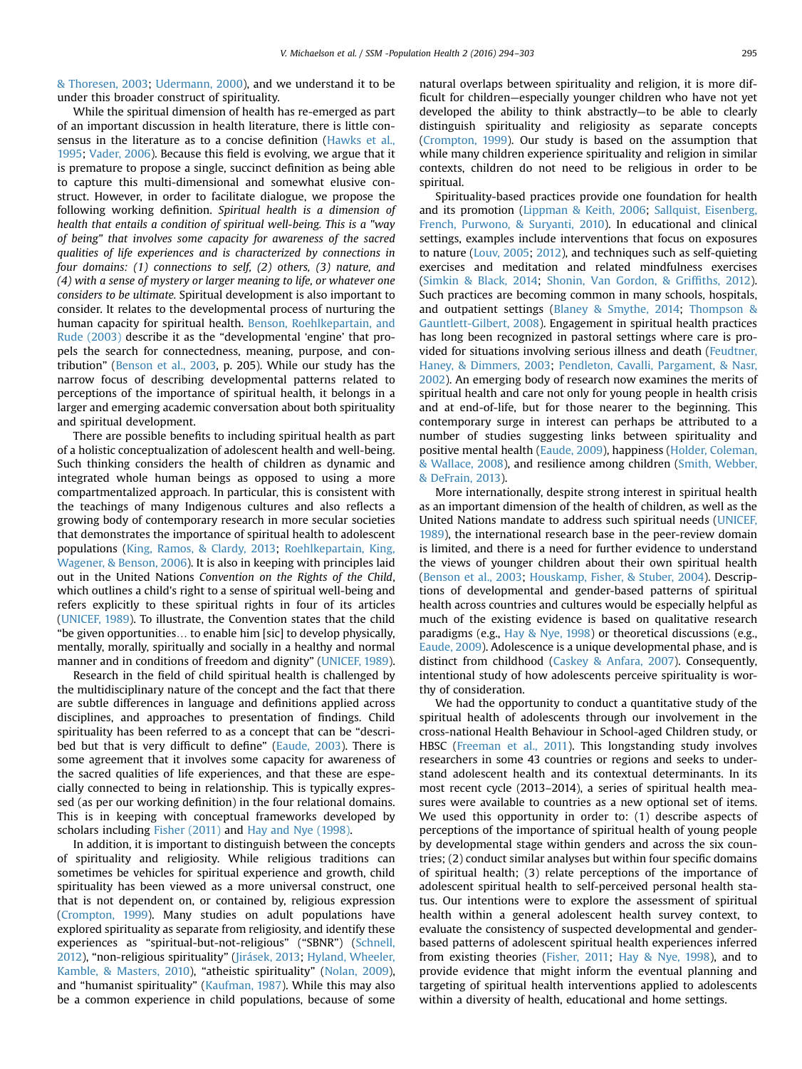& Thoresen, 2003; Udermann, 2000), and we understand it to be under this broader construct of spirituality.

While the spiritual dimension of health has re-emerged as part of an important discussion in health literature, there is little consensus in the literature as to a concise definition (Hawks et al., 1995; Vader, 2006). Because this field is evolving, we argue that it is premature to propose a single, succinct definition as being able to capture this multi-dimensional and somewhat elusive construct. However, in order to facilitate dialogue, we propose the following working definition. *Spiritual health is a dimension of health that entails a condition of spiritual well-being. This is a "way of being" that involves some capacity for awareness of the sacred qualities of life experiences and is characterized by connections in four domains: (1) connections to self, (2) others, (3) nature, and (4) with a sense of mystery or larger meaning to life, or whatever one considers to be ultimate.* Spiritual development is also important to consider. It relates to the developmental process of nurturing the human capacity for spiritual health. Benson, Roehlkepartain, and Rude (2003) describe it as the "developmental 'engine' that propels the search for connectedness, meaning, purpose, and contribution" (Benson et al., 2003, p. 205). While our study has the narrow focus of describing developmental patterns related to perceptions of the importance of spiritual health, it belongs in a larger and emerging academic conversation about both spirituality and spiritual development.

There are possible benefits to including spiritual health as part of a holistic conceptualization of adolescent health and well-being. Such thinking considers the health of children as dynamic and integrated whole human beings as opposed to using a more compartmentalized approach. In particular, this is consistent with the teachings of many Indigenous cultures and also reflects a growing body of contemporary research in more secular societies that demonstrates the importance of spiritual health to adolescent populations (King, Ramos, & Clardy, 2013; Roehlkepartain, King, Wagener, & Benson, 2006). It is also in keeping with principles laid out in the United Nations *Convention on the Rights of the Child*, which outlines a child's right to a sense of spiritual well-being and refers explicitly to these spiritual rights in four of its articles (UNICEF, 1989). To illustrate, the Convention states that the child "be given opportunities… to enable him [sic] to develop physically, mentally, morally, spiritually and socially in a healthy and normal manner and in conditions of freedom and dignity" (UNICEF, 1989).

Research in the field of child spiritual health is challenged by the multidisciplinary nature of the concept and the fact that there are subtle differences in language and definitions applied across disciplines, and approaches to presentation of findings. Child spirituality has been referred to as a concept that can be "described but that is very difficult to define" (Eaude, 2003). There is some agreement that it involves some capacity for awareness of the sacred qualities of life experiences, and that these are especially connected to being in relationship. This is typically expressed (as per our working definition) in the four relational domains. This is in keeping with conceptual frameworks developed by scholars including Fisher (2011) and Hay and Nye (1998).

In addition, it is important to distinguish between the concepts of spirituality and religiosity. While religious traditions can sometimes be vehicles for spiritual experience and growth, child spirituality has been viewed as a more universal construct, one that is not dependent on, or contained by, religious expression (Crompton, 1999). Many studies on adult populations have explored spirituality as separate from religiosity, and identify these experiences as "spiritual-but-not-religious" ("SBNR") (Schnell, 2012), "non-religious spirituality" (Jirásek, 2013; Hyland, Wheeler, Kamble, & Masters, 2010), "atheistic spirituality" (Nolan, 2009), and "humanist spirituality" (Kaufman, 1987). While this may also be a common experience in child populations, because of some natural overlaps between spirituality and religion, it is more difficult for children—especially younger children who have not yet developed the ability to think abstractly—to be able to clearly distinguish spirituality and religiosity as separate concepts (Crompton, 1999). Our study is based on the assumption that while many children experience spirituality and religion in similar contexts, children do not need to be religious in order to be spiritual.

Spirituality-based practices provide one foundation for health and its promotion (Lippman & Keith, 2006; Sallquist, Eisenberg, French, Purwono, & Suryanti, 2010). In educational and clinical settings, examples include interventions that focus on exposures to nature (Louv, 2005; 2012), and techniques such as self-quieting exercises and meditation and related mindfulness exercises (Simkin & Black, 2014; Shonin, Van Gordon, & Griffiths, 2012). Such practices are becoming common in many schools, hospitals, and outpatient settings (Blaney & Smythe, 2014; Thompson & Gauntlett-Gilbert, 2008). Engagement in spiritual health practices has long been recognized in pastoral settings where care is provided for situations involving serious illness and death (Feudtner, Haney, & Dimmers, 2003; Pendleton, Cavalli, Pargament, & Nasr, 2002). An emerging body of research now examines the merits of spiritual health and care not only for young people in health crisis and at end-of-life, but for those nearer to the beginning. This contemporary surge in interest can perhaps be attributed to a number of studies suggesting links between spirituality and positive mental health (Eaude, 2009), happiness (Holder, Coleman, & Wallace, 2008), and resilience among children (Smith, Webber, & DeFrain, 2013).

More internationally, despite strong interest in spiritual health as an important dimension of the health of children, as well as the United Nations mandate to address such spiritual needs (UNICEF, 1989), the international research base in the peer-review domain is limited, and there is a need for further evidence to understand the views of younger children about their own spiritual health (Benson et al., 2003; Houskamp, Fisher, & Stuber, 2004). Descriptions of developmental and gender-based patterns of spiritual health across countries and cultures would be especially helpful as much of the existing evidence is based on qualitative research paradigms (e.g., Hay & Nye, 1998) or theoretical discussions (e.g., Eaude, 2009). Adolescence is a unique developmental phase, and is distinct from childhood (Caskey & Anfara, 2007). Consequently, intentional study of how adolescents perceive spirituality is worthy of consideration.

We had the opportunity to conduct a quantitative study of the spiritual health of adolescents through our involvement in the cross-national Health Behaviour in School-aged Children study, or HBSC (Freeman et al., 2011). This longstanding study involves researchers in some 43 countries or regions and seeks to understand adolescent health and its contextual determinants. In its most recent cycle (2013–2014), a series of spiritual health measures were available to countries as a new optional set of items. We used this opportunity in order to: (1) describe aspects of perceptions of the importance of spiritual health of young people by developmental stage within genders and across the six countries; (2) conduct similar analyses but within four specific domains of spiritual health; (3) relate perceptions of the importance of adolescent spiritual health to self-perceived personal health status. Our intentions were to explore the assessment of spiritual health within a general adolescent health survey context, to evaluate the consistency of suspected developmental and gender-based patterns of adolescent spiritual health experiences inferred from existing theories (Fisher, 2011; Hay & Nye, 1998), and to provide evidence that might inform the eventual planning and targeting of spiritual health interventions applied to adolescents within a diversity of health, educational and home settings.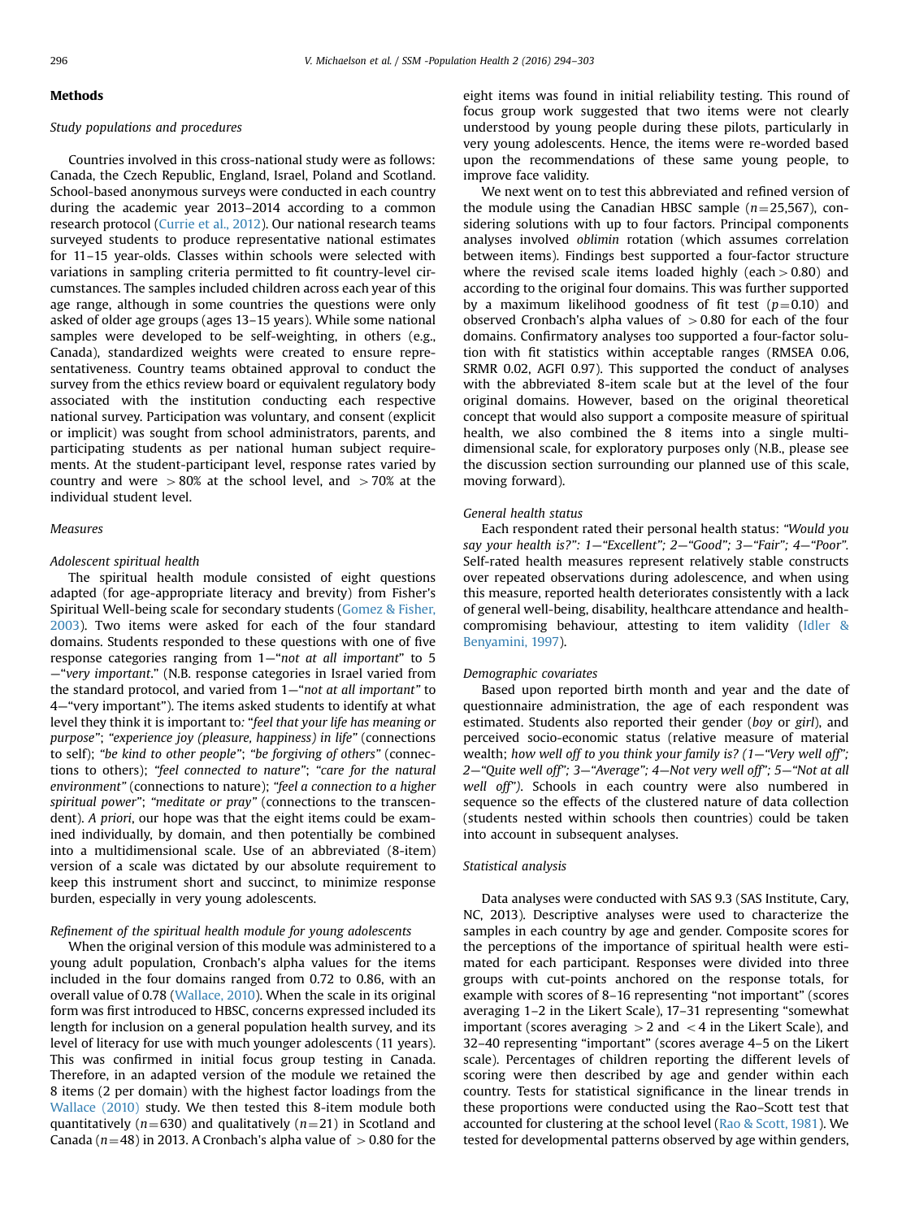## Methods

### Study populations and procedures

Countries involved in this cross-national study were as follows: Canada, the Czech Republic, England, Israel, Poland and Scotland. School-based anonymous surveys were conducted in each country during the academic year 2013–2014 according to a common research protocol (Currie et al., 2012). Our national research teams surveyed students to produce representative national estimates for 11–15 year-olds. Classes within schools were selected with variations in sampling criteria permitted to fit country-level circumstances. The samples included children across each year of this age range, although in some countries the questions were only asked of older age groups (ages 13–15 years). While some national samples were developed to be self-weighting, in others (e.g., Canada), standardized weights were created to ensure representativeness. Country teams obtained approval to conduct the survey from the ethics review board or equivalent regulatory body associated with the institution conducting each respective national survey. Participation was voluntary, and consent (explicit or implicit) was sought from school administrators, parents, and participating students as per national human subject requirements. At the student-participant level, response rates varied by country and were $>80\%$ at the school level, and $>70\%$ at the individual student level.

### Measures

#### Adolescent spiritual health

The spiritual health module consisted of eight questions adapted (for age-appropriate literacy and brevity) from Fisher's Spiritual Well-being scale for secondary students (Gomez & Fisher, 2003). Two items were asked for each of the four standard domains. Students responded to these questions with one of five response categories ranging from 1—"*not at all important*" to 5—"*very important*." (N.B. response categories in Israel varied from the standard protocol, and varied from 1—"*not at all important*" to 4—"very important"). The items asked students to identify at what level they think it is important to: "*feel that your life has meaning or purpose*"; "*experience joy (pleasure, happiness) in life*" (connections to self); "*be kind to other people*"; "*be forgiving of others*" (connections to others); "*feel connected to nature*"; "*care for the natural environment*" (connections to nature); "*feel a connection to a higher spiritual power*"; "*meditate or pray*" (connections to the transcendent). *A priori*, our hope was that the eight items could be examined individually, by domain, and then potentially be combined into a multidimensional scale. Use of an abbreviated (8-item) version of a scale was dictated by our absolute requirement to keep this instrument short and succinct, to minimize response burden, especially in very young adolescents.

#### Refinement of the spiritual health module for young adolescents

When the original version of this module was administered to a young adult population, Cronbach's alpha values for the items included in the four domains ranged from 0.72 to 0.86, with an overall value of 0.78 (Wallace, 2010). When the scale in its original form was first introduced to HBSC, concerns expressed included its length for inclusion on a general population health survey, and its level of literacy for use with much younger adolescents (11 years). This was confirmed in initial focus group testing in Canada. Therefore, in an adapted version of the module we retained the 8 items (2 per domain) with the highest factor loadings from the Wallace (2010) study. We then tested this 8-item module both quantitatively ($n=630$) and qualitatively ($n=21$) in Scotland and Canada ($n=48$) in 2013. A Cronbach's alpha value of $>0.80$ for the eight items was found in initial reliability testing. This round of focus group work suggested that two items were not clearly understood by young people during these pilots, particularly in very young adolescents. Hence, the items were re-worded based upon the recommendations of these same young people, to improve face validity.

We next went on to test this abbreviated and refined version of the module using the Canadian HBSC sample ($n=25{,}567$), considering solutions with up to four factors. Principal components analyses involved *oblimin* rotation (which assumes correlation between items). Findings best supported a four-factor structure where the revised scale items loaded highly (each $>0.80$) and according to the original four domains. This was further supported by a maximum likelihood goodness of fit test ($p=0.10$) and observed Cronbach's alpha values of $>0.80$ for each of the four domains. Confirmatory analyses too supported a four-factor solution with fit statistics within acceptable ranges (RMSEA 0.06, SRMR 0.02, AGFI 0.97). This supported the conduct of analyses with the abbreviated 8-item scale but at the level of the four original domains. However, based on the original theoretical concept that would also support a composite measure of spiritual health, we also combined the 8 items into a single multi-dimensional scale, for exploratory purposes only (N.B., please see the discussion section surrounding our planned use of this scale, moving forward).

#### General health status

Each respondent rated their personal health status: *"Would you say your health is?": 1—"Excellent"; 2—"Good"; 3—"Fair"; 4—"Poor".* Self-rated health measures represent relatively stable constructs over repeated observations during adolescence, and when using this measure, reported health deteriorates consistently with a lack of general well-being, disability, healthcare attendance and health-compromising behaviour, attesting to item validity (Idler & Benyamini, 1997).

#### Demographic covariates

Based upon reported birth month and year and the date of questionnaire administration, the age of each respondent was estimated. Students also reported their gender (*boy* or *girl*), and perceived socio-economic status (relative measure of material wealth; *how well off to you think your family is? (1—"Very well off"; 2—"Quite well off"; 3—"Average"; 4—Not very well off"; 5—"Not at all well off").* Schools in each country were also numbered in sequence so the effects of the clustered nature of data collection (students nested within schools then countries) could be taken into account in subsequent analyses.

### Statistical analysis

Data analyses were conducted with SAS 9.3 (SAS Institute, Cary, NC, 2013). Descriptive analyses were used to characterize the samples in each country by age and gender. Composite scores for the perceptions of the importance of spiritual health were estimated for each participant. Responses were divided into three groups with cut-points anchored on the response totals, for example with scores of 8–16 representing "not important" (scores averaging 1–2 in the Likert Scale), 17–31 representing "somewhat important (scores averaging $>2$ and $<4$ in the Likert Scale), and 32–40 representing "important" (scores average 4–5 on the Likert scale). Percentages of children reporting the different levels of scoring were then described by age and gender within each country. Tests for statistical significance in the linear trends in these proportions were conducted using the Rao–Scott test that accounted for clustering at the school level (Rao & Scott, 1981). We tested for developmental patterns observed by age within genders,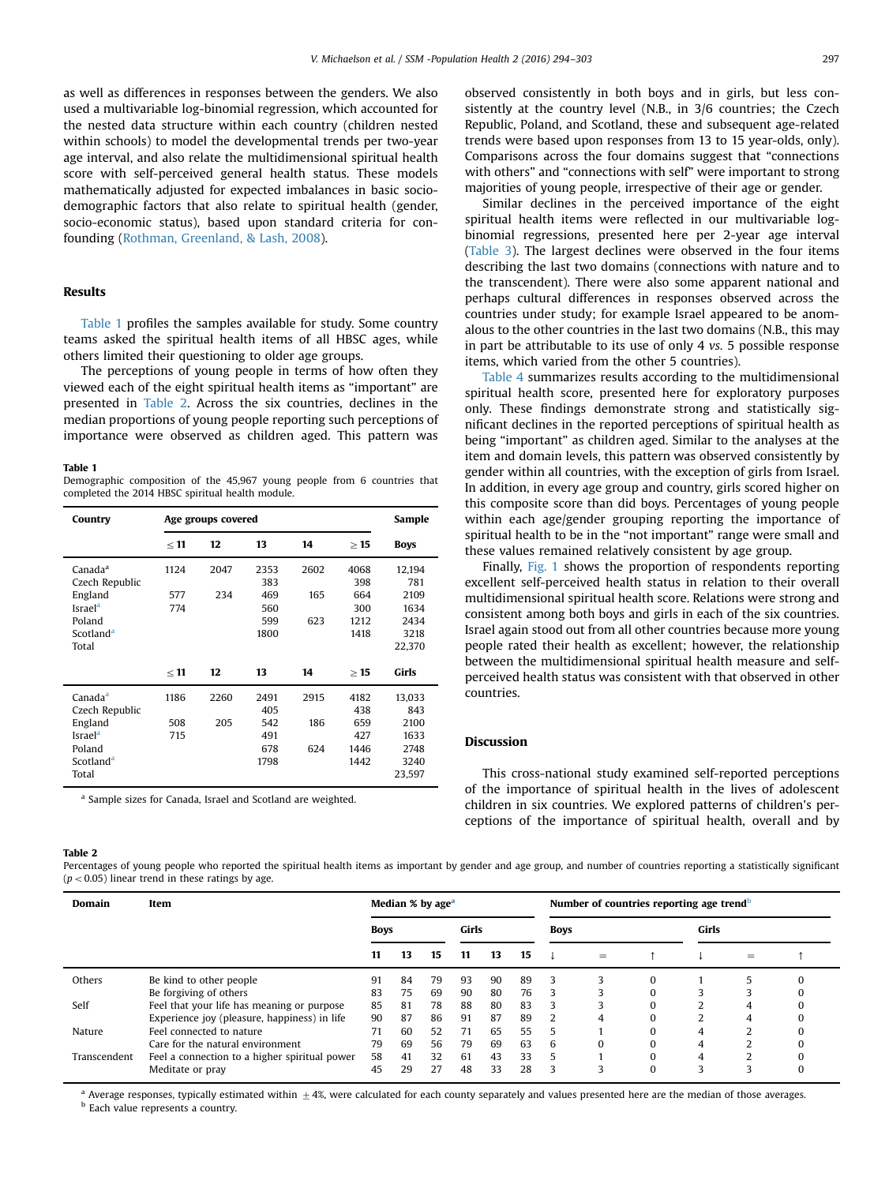as well as differences in responses between the genders. We also used a multivariable log-binomial regression, which accounted for the nested data structure within each country (children nested within schools) to model the developmental trends per two-year age interval, and also relate the multidimensional spiritual health score with self-perceived general health status. These models mathematically adjusted for expected imbalances in basic socio-demographic factors that also relate to spiritual health (gender, socio-economic status), based upon standard criteria for confounding (Rothman, Greenland, & Lash, 2008).

## Results

Table 1 profiles the samples available for study. Some country teams asked the spiritual health items of all HBSC ages, while others limited their questioning to older age groups.

The perceptions of young people in terms of how often they viewed each of the eight spiritual health items as "important" are presented in Table 2. Across the six countries, declines in the median proportions of young people reporting such perceptions of importance were observed as children aged. This pattern was observed consistently in both boys and in girls, but less consistently at the country level (N.B., in 3/6 countries; the Czech Republic, Poland, and Scotland, these and subsequent age-related trends were based upon responses from 13 to 15 year-olds, only). Comparisons across the four domains suggest that "connections with others" and "connections with self" were important to strong majorities of young people, irrespective of their age or gender.

Similar declines in the perceived importance of the eight spiritual health items were reflected in our multivariable log-binomial regressions, presented here per 2-year age interval (Table 3). The largest declines were observed in the four items describing the last two domains (connections with nature and to the transcendent). There were also some apparent national and perhaps cultural differences in responses observed across the countries under study; for example Israel appeared to be anomalous to the other countries in the last two domains (N.B., this may in part be attributable to its use of only 4 *vs.* 5 possible response items, which varied from the other 5 countries).

Table 4 summarizes results according to the multidimensional spiritual health score, presented here for exploratory purposes only. These findings demonstrate strong and statistically significant declines in the reported perceptions of spiritual health as being "important" as children aged. Similar to the analyses at the item and domain levels, this pattern was observed consistently by gender within all countries, with the exception of girls from Israel. In addition, in every age group and country, girls scored higher on this composite score than did boys. Percentages of young people within each age/gender grouping reporting the importance of spiritual health to be in the "not important" range were small and these values remained relatively consistent by age group.

Finally, Fig. 1 shows the proportion of respondents reporting excellent self-perceived health status in relation to their overall multidimensional spiritual health score. Relations were strong and consistent among both boys and girls in each of the six countries. Israel again stood out from all other countries because more young people rated their health as excellent; however, the relationship between the multidimensional spiritual health measure and self-perceived health status was consistent with that observed in other countries.

## Discussion

This cross-national study examined self-reported perceptions of the importance of spiritual health in the lives of adolescent children in six countries. We explored patterns of children's perceptions of the importance of spiritual health, overall and by

**Table 1**
Demographic composition of the 45,967 young people from 6 countries that completed the 2014 HBSC spiritual health module.

| Country | Age groups covered | | | | | Sample |
|---|---|---|---|---|---|---|
| | ≤ 11 | 12 | 13 | 14 | ≥ 15 | Boys |
| Canada[a] | 1124 | 2047 | 2353 | 2602 | 4068 | 12,194 |
| Czech Republic | | | 383 | | 398 | 781 |
| England | 577 | 234 | 469 | 165 | 664 | 2109 |
| Israel[a] | 774 | | 560 | | 300 | 1634 |
| Poland | | | 599 | 623 | 1212 | 2434 |
| Scotland[a] | | | 1800 | | 1418 | 3218 |
| Total | | | | | | 22,370 |
| | ≤ 11 | 12 | 13 | 14 | ≥ 15 | Girls |
| Canada[a] | 1186 | 2260 | 2491 | 2915 | 4182 | 13,033 |
| Czech Republic | | | 405 | | 438 | 843 |
| England | 508 | 205 | 542 | 186 | 659 | 2100 |
| Israel[a] | 715 | | 491 | | 427 | 1633 |
| Poland | | | 678 | 624 | 1446 | 2748 |
| Scotland[a] | | | 1798 | | 1442 | 3240 |
| Total | | | | | | 23,597 |

[a] Sample sizes for Canada, Israel and Scotland are weighted.

**Table 2**
Percentages of young people who reported the spiritual health items as important by gender and age group, and number of countries reporting a statistically significant ($p < 0.05$) linear trend in these ratings by age.

| Domain | Item | Median % by age[a] | | | | | | Number of countries reporting age trend[b] | | | | | |
|---|---|---|---|---|---|---|---|---|---|---|---|---|---|
| | | Boys | | | Girls | | | Boys | | | Girls | | |
| | | 11 | 13 | 15 | 11 | 13 | 15 | ↓ | = | ↑ | ↓ | = | ↑ |
| Others | Be kind to other people | 91 | 84 | 79 | 93 | 90 | 89 | 3 | 3 | 0 | 1 | 5 | 0 |
| | Be forgiving of others | 83 | 75 | 69 | 90 | 80 | 76 | 3 | 3 | 0 | 3 | 3 | 0 |
| Self | Feel that your life has meaning or purpose | 85 | 81 | 78 | 88 | 80 | 83 | 3 | 3 | 0 | 2 | 4 | 0 |
| | Experience joy (pleasure, happiness) in life | 90 | 87 | 86 | 91 | 87 | 89 | 2 | 4 | 0 | 2 | 4 | 0 |
| Nature | Feel connected to nature | 71 | 60 | 52 | 71 | 65 | 55 | 5 | 1 | 0 | 4 | 2 | 0 |
| | Care for the natural environment | 79 | 69 | 56 | 79 | 69 | 63 | 6 | 0 | 0 | 4 | 2 | 0 |
| Transcendent | Feel a connection to a higher spiritual power | 58 | 41 | 32 | 61 | 43 | 33 | 5 | 1 | 0 | 4 | 2 | 0 |
| | Meditate or pray | 45 | 29 | 27 | 48 | 33 | 28 | 3 | 3 | 0 | 3 | 3 | 0 |

[a] Average responses, typically estimated within ± 4%, were calculated for each county separately and values presented here are the median of those averages.
[b] Each value represents a country.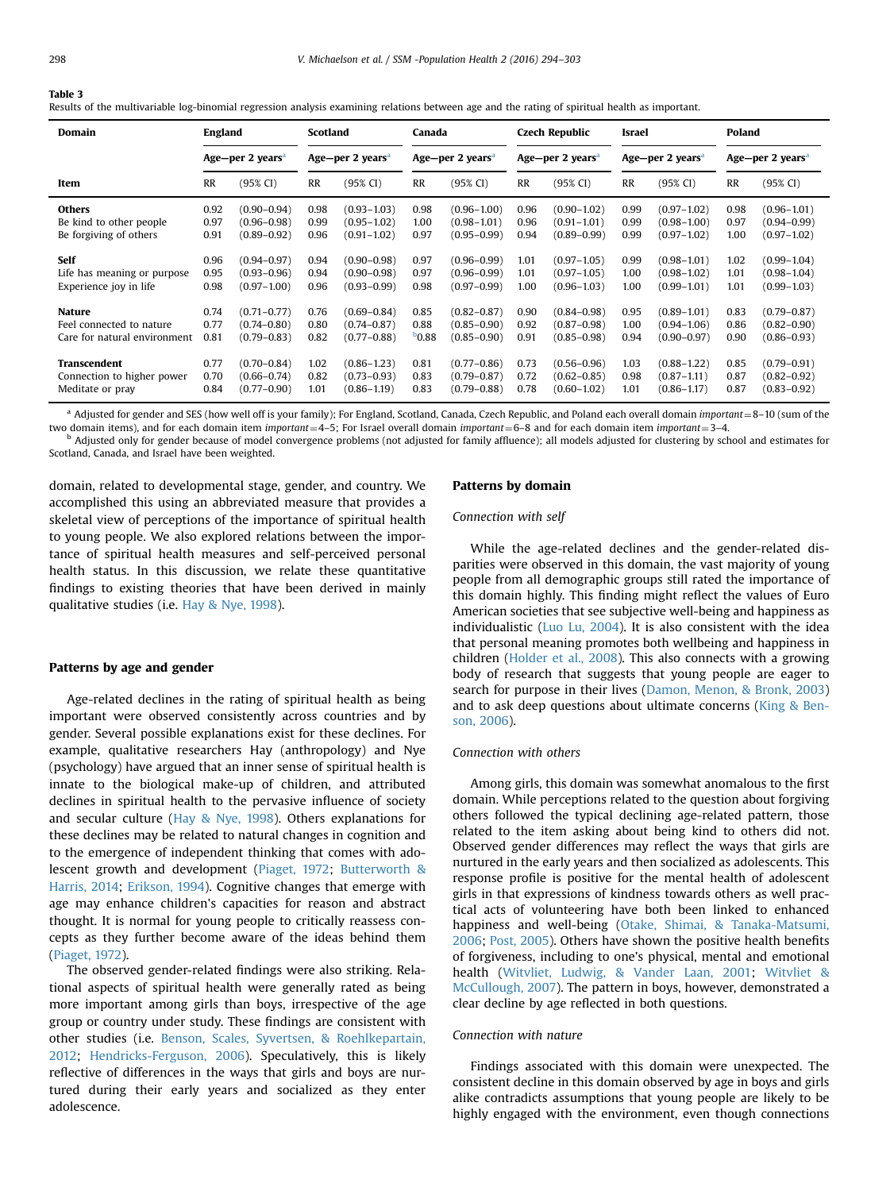**Table 3**
Results of the multivariable log-binomial regression analysis examining relations between age and the rating of spiritual health as important.

| Domain | England | | Scotland | | Canada | | Czech Republic | | Israel | | Poland | |
|---|---|---|---|---|---|---|---|---|---|---|---|---|
| | Age—per 2 years[a] | | Age—per 2 years[a] | | Age—per 2 years[a] | | Age—per 2 years[a] | | Age—per 2 years[a] | | Age—per 2 years[a] | |
| Item | RR | (95% CI) | RR | (95% CI) | RR | (95% CI) | RR | (95% CI) | RR | (95% CI) | RR | (95% CI) |
| **Others** | 0.92 | (0.90–0.94) | 0.98 | (0.93–1.03) | 0.98 | (0.96–1.00) | 0.96 | (0.90–1.02) | 0.99 | (0.97–1.02) | 0.98 | (0.96–1.01) |
| Be kind to other people | 0.97 | (0.96–0.98) | 0.99 | (0.95–1.02) | 1.00 | (0.98–1.01) | 0.96 | (0.91–1.01) | 0.99 | (0.98–1.00) | 0.97 | (0.94–0.99) |
| Be forgiving of others | 0.91 | (0.89–0.92) | 0.96 | (0.91–1.02) | 0.97 | (0.95–0.99) | 0.94 | (0.89–0.99) | 0.99 | (0.97–1.02) | 1.00 | (0.97–1.02) |
| **Self** | 0.96 | (0.94–0.97) | 0.94 | (0.90–0.98) | 0.97 | (0.96–0.99) | 1.01 | (0.97–1.05) | 0.99 | (0.98–1.01) | 1.02 | (0.99–1.04) |
| Life has meaning or purpose | 0.95 | (0.93–0.96) | 0.94 | (0.90–0.98) | 0.97 | (0.96–0.99) | 1.01 | (0.97–1.05) | 1.00 | (0.98–1.02) | 1.01 | (0.98–1.04) |
| Experience joy in life | 0.98 | (0.97–1.00) | 0.96 | (0.93–0.99) | 0.98 | (0.97–0.99) | 1.00 | (0.96–1.03) | 1.00 | (0.99–1.01) | 1.01 | (0.99–1.03) |
| **Nature** | 0.74 | (0.71–0.77) | 0.76 | (0.69–0.84) | 0.85 | (0.82–0.87) | 0.90 | (0.84–0.98) | 0.95 | (0.89–1.01) | 0.83 | (0.79–0.87) |
| Feel connected to nature | 0.77 | (0.74–0.80) | 0.80 | (0.74–0.87) | 0.88 | (0.85–0.90) | 0.92 | (0.87–0.98) | 1.00 | (0.94–1.06) | 0.86 | (0.82–0.90) |
| Care for natural environment | 0.81 | (0.79–0.83) | 0.82 | (0.77–0.88) | [b]0.88 | (0.85–0.90) | 0.91 | (0.85–0.98) | 0.94 | (0.90–0.97) | 0.90 | (0.86–0.93) |
| **Transcendent** | 0.77 | (0.70–0.84) | 1.02 | (0.86–1.23) | 0.81 | (0.77–0.86) | 0.73 | (0.56–0.96) | 1.03 | (0.88–1.22) | 0.85 | (0.79–0.91) |
| Connection to higher power | 0.70 | (0.66–0.74) | 0.82 | (0.73–0.93) | 0.83 | (0.79–0.87) | 0.72 | (0.62–0.85) | 0.98 | (0.87–1.11) | 0.87 | (0.82–0.92) |
| Meditate or pray | 0.84 | (0.77–0.90) | 1.01 | (0.86–1.19) | 0.83 | (0.79–0.88) | 0.78 | (0.60–1.02) | 1.01 | (0.86–1.17) | 0.87 | (0.83–0.92) |

[a] Adjusted for gender and SES (how well off is your family); For England, Scotland, Canada, Czech Republic, and Poland each overall domain *important*=8–10 (sum of the two domain items), and for each domain item *important*=4–5; For Israel overall domain *important*=6–8 and for each domain item *important*=3–4.

[b] Adjusted only for gender because of model convergence problems (not adjusted for family affluence); all models adjusted for clustering by school and estimates for Scotland, Canada, and Israel have been weighted.

domain, related to developmental stage, gender, and country. We accomplished this using an abbreviated measure that provides a skeletal view of perceptions of the importance of spiritual health to young people. We also explored relations between the importance of spiritual health measures and self-perceived personal health status. In this discussion, we relate these quantitative findings to existing theories that have been derived in mainly qualitative studies (i.e. Hay & Nye, 1998).

### Patterns by age and gender

Age-related declines in the rating of spiritual health as being important were observed consistently across countries and by gender. Several possible explanations exist for these declines. For example, qualitative researchers Hay (anthropology) and Nye (psychology) have argued that an inner sense of spiritual health is innate to the biological make-up of children, and attributed declines in spiritual health to the pervasive influence of society and secular culture (Hay & Nye, 1998). Others explanations for these declines may be related to natural changes in cognition and to the emergence of independent thinking that comes with adolescent growth and development (Piaget, 1972; Butterworth & Harris, 2014; Erikson, 1994). Cognitive changes that emerge with age may enhance children's capacities for reason and abstract thought. It is normal for young people to critically reassess concepts as they further become aware of the ideas behind them (Piaget, 1972).

The observed gender-related findings were also striking. Relational aspects of spiritual health were generally rated as being more important among girls than boys, irrespective of the age group or country under study. These findings are consistent with other studies (i.e. Benson, Scales, Syvertsen, & Roehlkepartain, 2012; Hendricks-Ferguson, 2006). Speculatively, this is likely reflective of differences in the ways that girls and boys are nurtured during their early years and socialized as they enter adolescence.

### Patterns by domain

#### *Connection with self*

While the age-related declines and the gender-related disparities were observed in this domain, the vast majority of young people from all demographic groups still rated the importance of this domain highly. This finding might reflect the values of Euro American societies that see subjective well-being and happiness as individualistic (Luo Lu, 2004). It is also consistent with the idea that personal meaning promotes both wellbeing and happiness in children (Holder et al., 2008). This also connects with a growing body of research that suggests that young people are eager to search for purpose in their lives (Damon, Menon, & Bronk, 2003) and to ask deep questions about ultimate concerns (King & Benson, 2006).

#### *Connection with others*

Among girls, this domain was somewhat anomalous to the first domain. While perceptions related to the question about forgiving others followed the typical declining age-related pattern, those related to the item asking about being kind to others did not. Observed gender differences may reflect the ways that girls are nurtured in the early years and then socialized as adolescents. This response profile is positive for the mental health of adolescent girls in that expressions of kindness towards others as well practical acts of volunteering have both been linked to enhanced happiness and well-being (Otake, Shimai, & Tanaka-Matsumi, 2006; Post, 2005). Others have shown the positive health benefits of forgiveness, including to one's physical, mental and emotional health (Witvliet, Ludwig, & Vander Laan, 2001; Witvliet & McCullough, 2007). The pattern in boys, however, demonstrated a clear decline by age reflected in both questions.

#### *Connection with nature*

Findings associated with this domain were unexpected. The consistent decline in this domain observed by age in boys and girls alike contradicts assumptions that young people are likely to be highly engaged with the environment, even though connections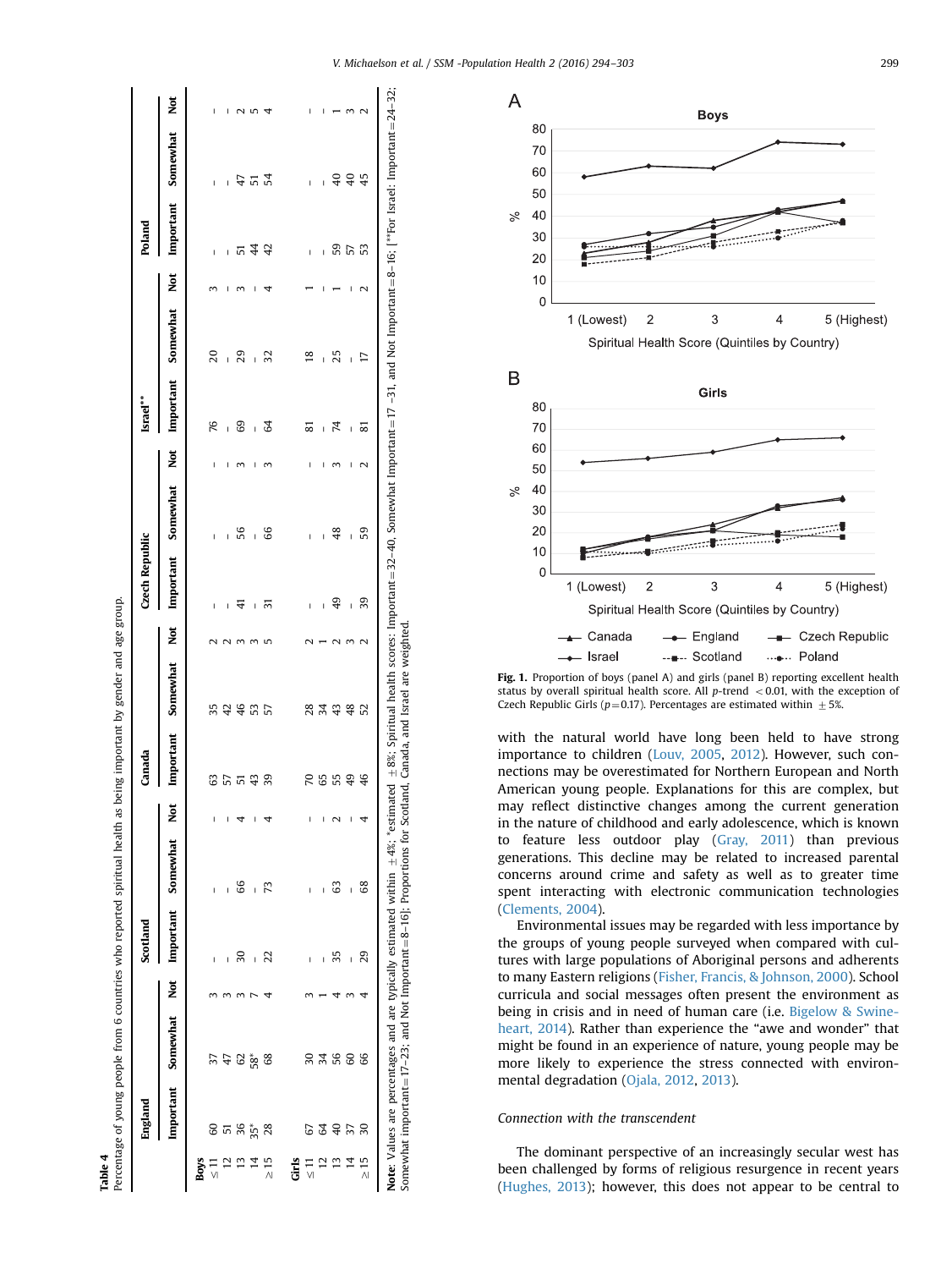**Table 4**
Percentage of young people from 6 countries who reported spiritual health as being important by gender and age group.

| | England | | | Scotland | | | Canada | | | Czech Republic | | | Israel** | | | Poland | | |
|---|---|---|---|---|---|---|---|---|---|---|---|---|---|---|---|---|---|---|
| | Important | Somewhat | Not | Important | Somewhat | Not | Important | Somewhat | Not | Important | Somewhat | Not | Important | Somewhat | Not | Important | Somewhat | Not |
| **Boys** | | | | | | | | | | | | | | | | | | |
| ≤ 11 | 60 | 37 | 3 | – | – | – | 63 | 35 | 2 | – | – | – | 76 | 20 | 3 | – | – | – |
| 12 | 51 | 47 | 3 | – | – | – | 57 | 42 | 2 | – | – | – | – | – | – | – | – | – |
| 13 | 36 | 62 | 3 | 30 | 66 | 4 | 51 | 46 | 3 | 41 | 56 | 3 | 69 | 29 | 3 | 51 | 47 | 2 |
| 14 | 35* | 58* | 7 | – | – | – | 43 | 53 | 3 | – | – | – | – | – | – | 44 | 51 | 5 |
| ≥ 15 | 28 | 68 | 4 | 22 | 73 | 4 | 39 | 57 | 5 | 31 | 66 | 3 | 64 | 32 | 4 | 42 | 54 | 4 |
| **Girls** | | | | | | | | | | | | | | | | | | |
| ≤ 11 | 67 | 30 | 3 | – | – | – | 70 | 28 | 2 | – | – | – | 81 | 18 | 1 | – | – | – |
| 12 | 64 | 34 | 1 | – | – | – | 65 | 34 | 1 | – | – | – | – | – | – | – | – | – |
| 13 | 40 | 56 | 4 | 35 | 63 | 2 | 55 | 43 | 2 | 49 | 48 | 3 | 74 | 25 | 1 | 59 | 40 | 1 |
| 14 | 37 | 60 | 3 | – | – | – | 49 | 48 | 3 | – | – | – | – | – | – | 57 | 40 | 3 |
| ≥ 15 | 30 | 66 | 4 | 29 | 68 | 4 | 46 | 52 | 2 | 39 | 59 | 2 | 81 | 17 | 2 | 53 | 45 | 2 |

**Note**: Values are percentages and are typically estimated within ±4%; *estimated ±8%; Spiritual health scores: Important=32–40, Somewhat Important=17–31, and Not Important=8–16; [**For Israel: Important=24–32; Somewhat important=17–23; and Not Important=8–16]; Proportions for Scotland, Canada, and Israel are weighted.

**Fig. 1.** Proportion of boys (panel A) and girls (panel B) reporting excellent health status by overall spiritual health score. All $p$-trend $<0.01$, with the exception of Czech Republic Girls ($p=0.17$). Percentages are estimated within ±5%.

with the natural world have long been held to have strong importance to children (Louv, 2005, 2012). However, such connections may be overestimated for Northern European and North American young people. Explanations for this are complex, but may reflect distinctive changes among the current generation in the nature of childhood and early adolescence, which is known to feature less outdoor play (Gray, 2011) than previous generations. This decline may be related to increased parental concerns around crime and safety as well as to greater time spent interacting with electronic communication technologies (Clements, 2004).

Environmental issues may be regarded with less importance by the groups of young people surveyed when compared with cultures with large populations of Aboriginal persons and adherents to many Eastern religions (Fisher, Francis, & Johnson, 2000). School curricula and social messages often present the environment as being in crisis and in need of human care (i.e. Bigelow & Swineheart, 2014). Rather than experience the "awe and wonder" that might be found in an experience of nature, young people may be more likely to experience the stress connected with environmental degradation (Ojala, 2012, 2013).

*Connection with the transcendent*

The dominant perspective of an increasingly secular west has been challenged by forms of religious resurgence in recent years (Hughes, 2013); however, this does not appear to be central to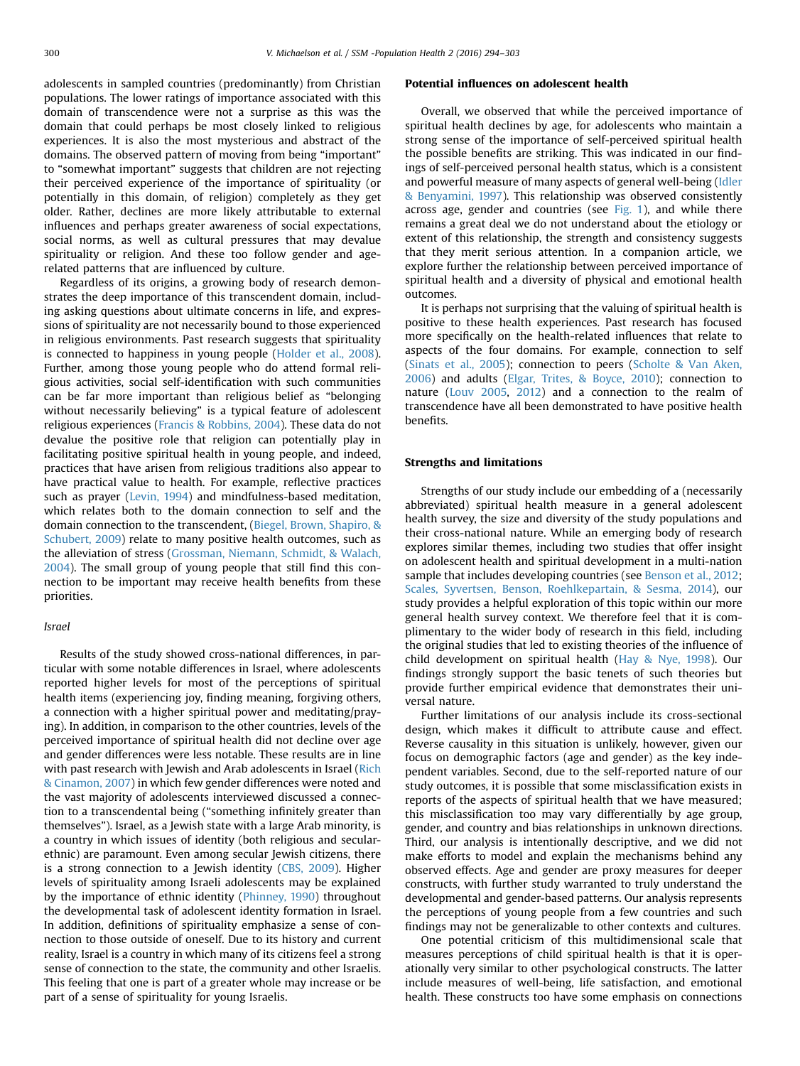adolescents in sampled countries (predominantly) from Christian populations. The lower ratings of importance associated with this domain of transcendence were not a surprise as this was the domain that could perhaps be most closely linked to religious experiences. It is also the most mysterious and abstract of the domains. The observed pattern of moving from being "important" to "somewhat important" suggests that children are not rejecting their perceived experience of the importance of spirituality (or potentially in this domain, of religion) completely as they get older. Rather, declines are more likely attributable to external influences and perhaps greater awareness of social expectations, social norms, as well as cultural pressures that may devalue spirituality or religion. And these too follow gender and age-related patterns that are influenced by culture.

Regardless of its origins, a growing body of research demonstrates the deep importance of this transcendent domain, including asking questions about ultimate concerns in life, and expressions of spirituality are not necessarily bound to those experienced in religious environments. Past research suggests that spirituality is connected to happiness in young people (Holder et al., 2008). Further, among those young people who do attend formal religious activities, social self-identification with such communities can be far more important than religious belief as "belonging without necessarily believing" is a typical feature of adolescent religious experiences (Francis & Robbins, 2004). These data do not devalue the positive role that religion can potentially play in facilitating positive spiritual health in young people, and indeed, practices that have arisen from religious traditions also appear to have practical value to health. For example, reflective practices such as prayer (Levin, 1994) and mindfulness-based meditation, which relates both to the domain connection to self and the domain connection to the transcendent, (Biegel, Brown, Shapiro, & Schubert, 2009) relate to many positive health outcomes, such as the alleviation of stress (Grossman, Niemann, Schmidt, & Walach, 2004). The small group of young people that still find this connection to be important may receive health benefits from these priorities.

### *Israel*

Results of the study showed cross-national differences, in particular with some notable differences in Israel, where adolescents reported higher levels for most of the perceptions of spiritual health items (experiencing joy, finding meaning, forgiving others, a connection with a higher spiritual power and meditating/praying). In addition, in comparison to the other countries, levels of the perceived importance of spiritual health did not decline over age and gender differences were less notable. These results are in line with past research with Jewish and Arab adolescents in Israel (Rich & Cinamon, 2007) in which few gender differences were noted and the vast majority of adolescents interviewed discussed a connection to a transcendental being ("something infinitely greater than themselves"). Israel, as a Jewish state with a large Arab minority, is a country in which issues of identity (both religious and secular-ethnic) are paramount. Even among secular Jewish citizens, there is a strong connection to a Jewish identity (CBS, 2009). Higher levels of spirituality among Israeli adolescents may be explained by the importance of ethnic identity (Phinney, 1990) throughout the developmental task of adolescent identity formation in Israel. In addition, definitions of spirituality emphasize a sense of connection to those outside of oneself. Due to its history and current reality, Israel is a country in which many of its citizens feel a strong sense of connection to the state, the community and other Israelis. This feeling that one is part of a greater whole may increase or be part of a sense of spirituality for young Israelis.

## Potential influences on adolescent health

Overall, we observed that while the perceived importance of spiritual health declines by age, for adolescents who maintain a strong sense of the importance of self-perceived spiritual health the possible benefits are striking. This was indicated in our findings of self-perceived personal health status, which is a consistent and powerful measure of many aspects of general well-being (Idler & Benyamini, 1997). This relationship was observed consistently across age, gender and countries (see Fig. 1), and while there remains a great deal we do not understand about the etiology or extent of this relationship, the strength and consistency suggests that they merit serious attention. In a companion article, we explore further the relationship between perceived importance of spiritual health and a diversity of physical and emotional health outcomes.

It is perhaps not surprising that the valuing of spiritual health is positive to these health experiences. Past research has focused more specifically on the health-related influences that relate to aspects of the four domains. For example, connection to self (Sinats et al., 2005); connection to peers (Scholte & Van Aken, 2006) and adults (Elgar, Trites, & Boyce, 2010); connection to nature (Louv 2005, 2012) and a connection to the realm of transcendence have all been demonstrated to have positive health benefits.

## Strengths and limitations

Strengths of our study include our embedding of a (necessarily abbreviated) spiritual health measure in a general adolescent health survey, the size and diversity of the study populations and their cross-national nature. While an emerging body of research explores similar themes, including two studies that offer insight on adolescent health and spiritual development in a multi-nation sample that includes developing countries (see Benson et al., 2012; Scales, Syvertsen, Benson, Roehlkepartain, & Sesma, 2014), our study provides a helpful exploration of this topic within our more general health survey context. We therefore feel that it is complimentary to the wider body of research in this field, including the original studies that led to existing theories of the influence of child development on spiritual health (Hay & Nye, 1998). Our findings strongly support the basic tenets of such theories but provide further empirical evidence that demonstrates their universal nature.

Further limitations of our analysis include its cross-sectional design, which makes it difficult to attribute cause and effect. Reverse causality in this situation is unlikely, however, given our focus on demographic factors (age and gender) as the key independent variables. Second, due to the self-reported nature of our study outcomes, it is possible that some misclassification exists in reports of the aspects of spiritual health that we have measured; this misclassification too may vary differentially by age group, gender, and country and bias relationships in unknown directions. Third, our analysis is intentionally descriptive, and we did not make efforts to model and explain the mechanisms behind any observed effects. Age and gender are proxy measures for deeper constructs, with further study warranted to truly understand the developmental and gender-based patterns. Our analysis represents the perceptions of young people from a few countries and such findings may not be generalizable to other contexts and cultures.

One potential criticism of this multidimensional scale that measures perceptions of child spiritual health is that it is operationally very similar to other psychological constructs. The latter include measures of well-being, life satisfaction, and emotional health. These constructs too have some emphasis on connections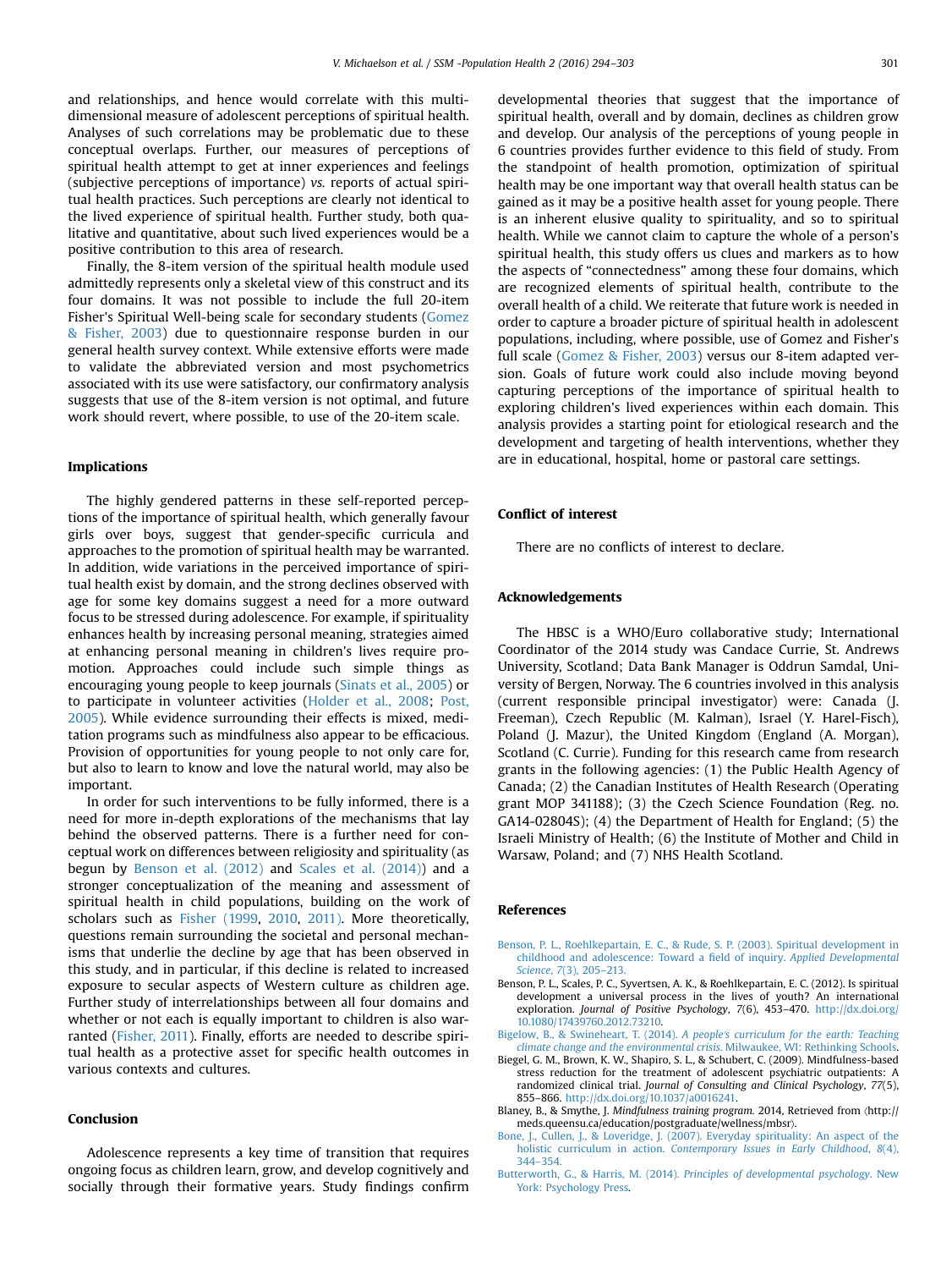and relationships, and hence would correlate with this multi-dimensional measure of adolescent perceptions of spiritual health. Analyses of such correlations may be problematic due to these conceptual overlaps. Further, our measures of perceptions of spiritual health attempt to get at inner experiences and feelings (subjective perceptions of importance) *vs.* reports of actual spiritual health practices. Such perceptions are clearly not identical to the lived experience of spiritual health. Further study, both qualitative and quantitative, about such lived experiences would be a positive contribution to this area of research.

Finally, the 8-item version of the spiritual health module used admittedly represents only a skeletal view of this construct and its four domains. It was not possible to include the full 20-item Fisher's Spiritual Well-being scale for secondary students (Gomez & Fisher, 2003) due to questionnaire response burden in our general health survey context. While extensive efforts were made to validate the abbreviated version and most psychometrics associated with its use were satisfactory, our confirmatory analysis suggests that use of the 8-item version is not optimal, and future work should revert, where possible, to use of the 20-item scale.

## Implications

The highly gendered patterns in these self-reported perceptions of the importance of spiritual health, which generally favour girls over boys, suggest that gender-specific curricula and approaches to the promotion of spiritual health may be warranted. In addition, wide variations in the perceived importance of spiritual health exist by domain, and the strong declines observed with age for some key domains suggest a need for a more outward focus to be stressed during adolescence. For example, if spirituality enhances health by increasing personal meaning, strategies aimed at enhancing personal meaning in children's lives require promotion. Approaches could include such simple things as encouraging young people to keep journals (Sinats et al., 2005) or to participate in volunteer activities (Holder et al., 2008; Post, 2005). While evidence surrounding their effects is mixed, meditation programs such as mindfulness also appear to be efficacious. Provision of opportunities for young people to not only care for, but also to learn to know and love the natural world, may also be important.

In order for such interventions to be fully informed, there is a need for more in-depth explorations of the mechanisms that lay behind the observed patterns. There is a further need for conceptual work on differences between religiosity and spirituality (as begun by Benson et al. (2012) and Scales et al. (2014)) and a stronger conceptualization of the meaning and assessment of spiritual health in child populations, building on the work of scholars such as Fisher (1999, 2010, 2011). More theoretically, questions remain surrounding the societal and personal mechanisms that underlie the decline by age that has been observed in this study, and in particular, if this decline is related to increased exposure to secular aspects of Western culture as children age. Further study of interrelationships between all four domains and whether or not each is equally important to children is also warranted (Fisher, 2011). Finally, efforts are needed to describe spiritual health as a protective asset for specific health outcomes in various contexts and cultures.

## Conclusion

Adolescence represents a key time of transition that requires ongoing focus as children learn, grow, and develop cognitively and socially through their formative years. Study findings confirm developmental theories that suggest that the importance of spiritual health, overall and by domain, declines as children grow and develop. Our analysis of the perceptions of young people in 6 countries provides further evidence to this field of study. From the standpoint of health promotion, optimization of spiritual health may be one important way that overall health status can be gained as it may be a positive health asset for young people. There is an inherent elusive quality to spirituality, and so to spiritual health. While we cannot claim to capture the whole of a person's spiritual health, this study offers us clues and markers as to how the aspects of "connectedness" among these four domains, which are recognized elements of spiritual health, contribute to the overall health of a child. We reiterate that future work is needed in order to capture a broader picture of spiritual health in adolescent populations, including, where possible, use of Gomez and Fisher's full scale (Gomez & Fisher, 2003) versus our 8-item adapted version. Goals of future work could also include moving beyond capturing perceptions of the importance of spiritual health to exploring children's lived experiences within each domain. This analysis provides a starting point for etiological research and the development and targeting of health interventions, whether they are in educational, hospital, home or pastoral care settings.

## Conflict of interest

There are no conflicts of interest to declare.

## Acknowledgements

The HBSC is a WHO/Euro collaborative study; International Coordinator of the 2014 study was Candace Currie, St. Andrews University, Scotland; Data Bank Manager is Oddrun Samdal, University of Bergen, Norway. The 6 countries involved in this analysis (current responsible principal investigator) were: Canada (J. Freeman), Czech Republic (M. Kalman), Israel (Y. Harel-Fisch), Poland (J. Mazur), the United Kingdom (England (A. Morgan), Scotland (C. Currie). Funding for this research came from research grants in the following agencies: (1) the Public Health Agency of Canada; (2) the Canadian Institutes of Health Research (Operating grant MOP 341188); (3) the Czech Science Foundation (Reg. no. GA14-02804S); (4) the Department of Health for England; (5) the Israeli Ministry of Health; (6) the Institute of Mother and Child in Warsaw, Poland; and (7) NHS Health Scotland.

## References

Benson, P. L., Roehlkepartain, E. C., & Rude, S. P. (2003). Spiritual development in childhood and adolescence: Toward a field of inquiry. *Applied Developmental Science*, *7*(3), 205–213.

Benson, P. L., Scales, P. C., Syvertsen, A. K., & Roehlkepartain, E. C. (2012). Is spiritual development a universal process in the lives of youth? An international exploration. *Journal of Positive Psychology*, *7*(6), 453–470. http://dx.doi.org/10.1080/17439760.2012.73210.

Bigelow, B., & Swineheart, T. (2014). *A people's curriculum for the earth: Teaching climate change and the environmental crisis*. Milwaukee, WI: Rethinking Schools.

Biegel, G. M., Brown, K. W., Shapiro, S. L., & Schubert, C. (2009). Mindfulness-based stress reduction for the treatment of adolescent psychiatric outpatients: A randomized clinical trial. *Journal of Consulting and Clinical Psychology*, *77*(5), 855–866. http://dx.doi.org/10.1037/a0016241.

Blaney, B., & Smythe, J. *Mindfulness training program*. 2014, Retrieved from ⟨http://meds.queensu.ca/education/postgraduate/wellness/mbsr⟩.

Bone, J., Cullen, J., & Loveridge, J. (2007). Everyday spirituality: An aspect of the holistic curriculum in action. *Contemporary Issues in Early Childhood*, *8*(4), 344–354.

Butterworth, G., & Harris, M. (2014). *Principles of developmental psychology*. New York: Psychology Press.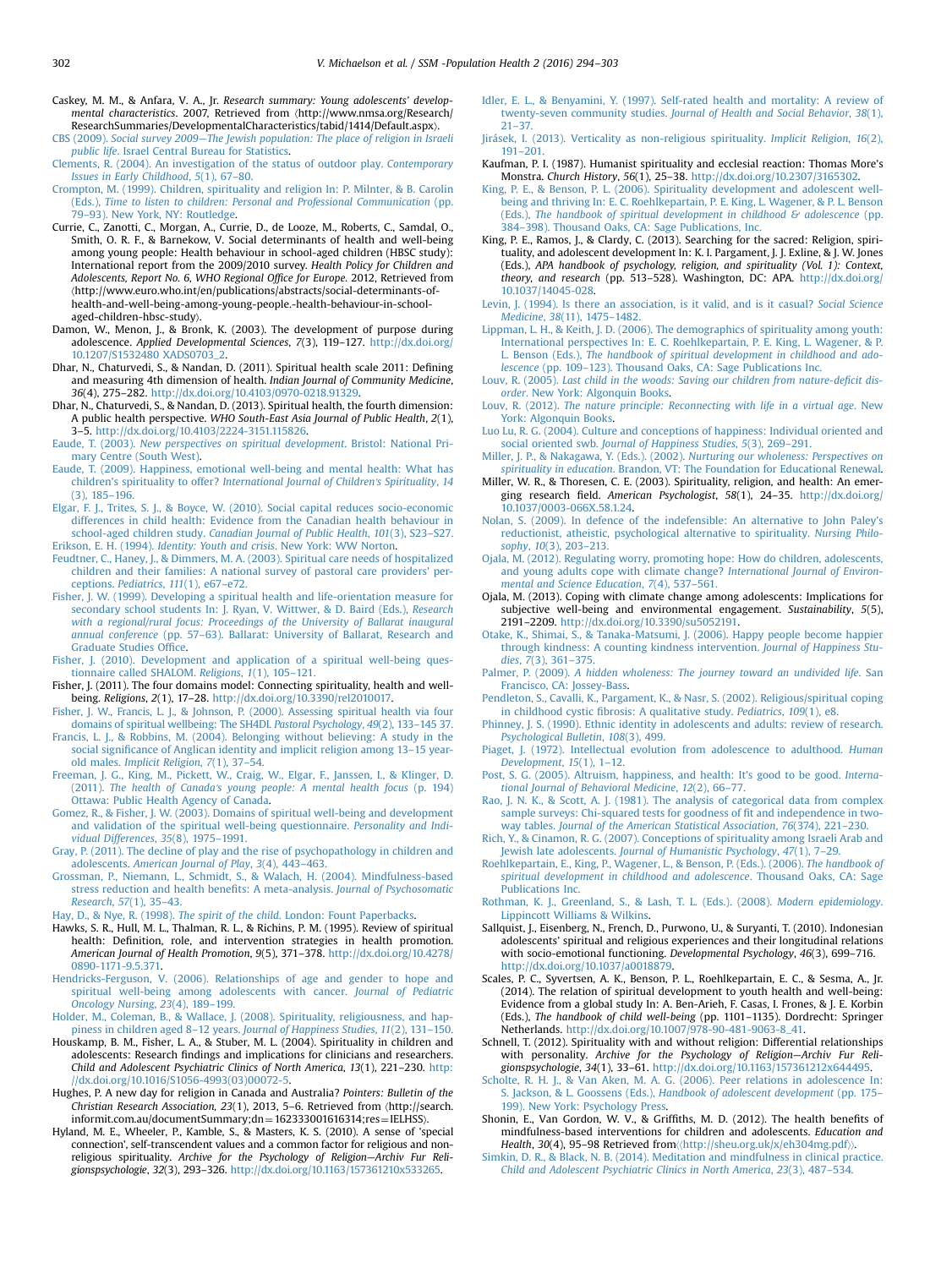Caskey, M. M., & Anfara, V. A., Jr. *Research summary: Young adolescents' developmental characteristics*. 2007, Retrieved from ⟨http://www.nmsa.org/Research/ResearchSummaries/DevelopmentalCharacteristics/tabid/1414/Default.aspx⟩.

CBS (2009). *Social survey 2009—The Jewish population: The place of religion in Israeli public life*. Israel Central Bureau for Statistics.

Clements, R. (2004). An investigation of the status of outdoor play. *Contemporary Issues in Early Childhood*, *5*(1), 67–80.

Crompton, M. (1999). Children, spirituality and religion In: P. Milntner, & B. Carolin (Eds.), *Time to listen to children: Personal and Professional Communication* (pp. 79–93). New York, NY: Routledge.

Currie, C., Zanotti, C., Morgan, A., Currie, D., de Looze, M., Roberts, C., Samdal, O., Smith, O. R. F., & Barnekow, V. Social determinants of health and well-being among young people: Health behaviour in school-aged children (HBSC study): International report from the 2009/2010 survey. *Health Policy for Children and Adolescents, Report No. 6, WHO Regional Office for Europe*. 2012, Retrieved from ⟨http://www.euro.who.int/en/publications/abstracts/social-determinants-of-health-and-well-being-among-young-people.-health-behaviour-in-school-aged-children-hbsc-study⟩.

Damon, W., Menon, J., & Bronk, K. (2003). The development of purpose during adolescence. *Applied Developmental Sciences*, *7*(3), 119–127. http://dx.doi.org/10.1207/S1532480 XADS0703_2.

Dhar, N., Chaturvedi, S., & Nandan, D. (2011). Spiritual health scale 2011: Defining and measuring 4th dimension of health. *Indian Journal of Community Medicine*, *36*(4), 275–282. http://dx.doi.org/10.4103/0970-0218.91329.

Dhar, N., Chaturvedi, S., & Nandan, D. (2013). Spiritual health, the fourth dimension: A public health perspective. *WHO South-East Asia Journal of Public Health*, *2*(1), 3–5. http://dx.doi.org/10.4103/2224-3151.115826.

Eaude, T. (2003). *New perspectives on spiritual development*. Bristol: National Primary Centre (South West).

Eaude, T. (2009). Happiness, emotional well-being and mental health: What has children's spirituality to offer? *International Journal of Children's Spirituality*, *14*(3), 185–196.

Elgar, F. J., Trites, S. J., & Boyce, W. (2010). Social capital reduces socio-economic differences in child health: Evidence from the Canadian health behaviour in school-aged children study. *Canadian Journal of Public Health*, *101*(3), S23–S27.

Erikson, E. H. (1994). *Identity: Youth and crisis*. New York: WW Norton.

Feudtner, C., Haney, J., & Dimmers, M. A. (2003). Spiritual care needs of hospitalized children and their families: A national survey of pastoral care providers' perceptions. *Pediatrics*, *111*(1), e67–e72.

Fisher, J. W. (1999). Developing a spiritual health and life-orientation measure for secondary school students In: J. Ryan, V. Wittwer, & D. Baird (Eds.), *Research with a regional/rural focus: Proceedings of the University of Ballarat inaugural annual conference* (pp. 57–63). Ballarat: University of Ballarat, Research and Graduate Studies Office.

Fisher, J. (2010). Development and application of a spiritual well-being questionnaire called SHALOM. *Religions*, *1*(1), 105–121.

Fisher, J. (2011). The four domains model: Connecting spirituality, health and well-being. *Religions*, *2*(1), 17–28. http://dx.doi.org/10.3390/rel2010017.

Fisher, J. W., Francis, L. J., & Johnson, P. (2000). Assessing spiritual health via four domains of spiritual wellbeing: The SH4DI. *Pastoral Psychology*, *49*(2), 133–145 37.

Francis, L. J., & Robbins, M. (2004). Belonging without believing: A study in the social significance of Anglican identity and implicit religion among 13–15 year-old males. *Implicit Religion*, *7*(1), 37–54.

Freeman, J. G., King, M., Pickett, W., Craig, W., Elgar, F., Janssen, I., & Klinger, D. (2011). *The health of Canada's young people: A mental health focus* (p. 194) Ottawa: Public Health Agency of Canada.

Gomez, R., & Fisher, J. W. (2003). Domains of spiritual well-being and development and validation of the spiritual well-being questionnaire. *Personality and Individual Differences*, *35*(8), 1975–1991.

Gray, P. (2011). The decline of play and the rise of psychopathology in children and adolescents. *American Journal of Play*, *3*(4), 443–463.

Grossman, P., Niemann, L., Schmidt, S., & Walach, H. (2004). Mindfulness-based stress reduction and health benefits: A meta-analysis. *Journal of Psychosomatic Research*, *57*(1), 35–43.

Hay, D., & Nye, R. (1998). *The spirit of the child*. London: Fount Paperbacks.

Hawks, S. R., Hull, M. L., Thalman, R. L., & Richins, P. M. (1995). Review of spiritual health: Definition, role, and intervention strategies in health promotion. *American Journal of Health Promotion*, *9*(5), 371–378. http://dx.doi.org/10.4278/0890-1171-9.5.371.

Hendricks-Ferguson, V. (2006). Relationships of age and gender to hope and spiritual well-being among adolescents with cancer. *Journal of Pediatric Oncology Nursing*, *23*(4), 189–199.

Holder, M., Coleman, B., & Wallace, J. (2008). Spirituality, religiousness, and happiness in children aged 8–12 years. *Journal of Happiness Studies*, *11*(2), 131–150.

Houskamp, B. M., Fisher, L. A., & Stuber, M. L. (2004). Spirituality in children and adolescents: Research findings and implications for clinicians and researchers. *Child and Adolescent Psychiatric Clinics of North America*, *13*(1), 221–230. http://dx.doi.org/10.1016/S1056-4993(03)00072-5.

Hughes, P. A new day for religion in Canada and Australia? *Pointers: Bulletin of the Christian Research Association*, *23*(1), 2013, 5–6. Retrieved from ⟨http://search.informit.com.au/documentSummary;dn=162333001616314;res=IELHSS⟩.

Hyland, M. E., Wheeler, P., Kamble, S., & Masters, K. S. (2010). A sense of 'special connection', self-transcendent values and a common factor for religious and non-religious spirituality. *Archive for the Psychology of Religion—Archiv Fur Religionspsychologie*, *32*(3), 293–326. http://dx.doi.org/10.1163/157361210x533265.

Idler, E. L., & Benyamini, Y. (1997). Self-rated health and mortality: A review of twenty-seven community studies. *Journal of Health and Social Behavior*, *38*(1), 21–37.

Jirásek, I. (2013). Verticality as non-religious spirituality. *Implicit Religion*, *16*(2), 191–201.

Kaufman, P. I. (1987). Humanist spirituality and ecclesial reaction: Thomas More's Monstra. *Church History*, *56*(1), 25–38. http://dx.doi.org/10.2307/3165302.

King, P. E., & Benson, P. L. (2006). Spirituality development and adolescent well-being and thriving In: E. C. Roehlkepartain, P. E. King, L. Wagener, & P. L. Benson (Eds.), *The handbook of spiritual development in childhood & adolescence* (pp. 384–398). Thousand Oaks, CA: Sage Publications, Inc.

King, P. E., Ramos, J., & Clardy, C. (2013). Searching for the sacred: Religion, spirituality, and adolescent development In: K. I. Pargament, J. J. Exline, & J. W. Jones (Eds.), *APA handbook of psychology, religion, and spirituality (Vol. 1): Context, theory, and research* (pp. 513–528). Washington, DC: APA. http://dx.doi.org/10.1037/14045-028.

Levin, J. (1994). Is there an association, is it valid, and is it casual? *Social Science Medicine*, *38*(11), 1475–1482.

Lippman, L. H., & Keith, J. D. (2006). The demographics of spirituality among youth: International perspectives In: E. C. Roehlkepartain, P. E. King, L. Wagener, & P. L. Benson (Eds.), *The handbook of spiritual development in childhood and adolescence* (pp. 109–123). Thousand Oaks, CA: Sage Publications Inc.

Louv, R. (2005). *Last child in the woods: Saving our children from nature-deficit disorder*. New York: Algonquin Books.

Louv, R. (2012). *The nature principle: Reconnecting with life in a virtual age*. New York: Algonquin Books.

Luo Lu, R. G. (2004). Culture and conceptions of happiness: Individual oriented and social oriented swb. *Journal of Happiness Studies*, *5*(3), 269–291.

Miller, J. P., & Nakagawa, Y. (Eds.). (2002). *Nurturing our wholeness: Perspectives on spirituality in education*. Brandon, VT: The Foundation for Educational Renewal.

Miller, W. R., & Thoresen, C. E. (2003). Spirituality, religion, and health: An emerging research field. *American Psychologist*, *58*(1), 24–35. http://dx.doi.org/10.1037/0003-066X.58.1.24.

Nolan, S. (2009). In defence of the indefensible: An alternative to John Paley's reductionist, atheistic, psychological alternative to spirituality. *Nursing Philosophy*, *10*(3), 203–213.

Ojala, M. (2012). Regulating worry, promoting hope: How do children, adolescents, and young adults cope with climate change? *International Journal of Environmental and Science Education*, *7*(4), 537–561.

Ojala, M. (2013). Coping with climate change among adolescents: Implications for subjective well-being and environmental engagement. *Sustainability*, *5*(5), 2191–2209. http://dx.doi.org/10.3390/su5052191.

Otake, K., Shimai, S., & Tanaka-Matsumi, J. (2006). Happy people become happier through kindness: A counting kindness intervention. *Journal of Happiness Studies*, *7*(3), 361–375.

Palmer, P. (2009). *A hidden wholeness: The journey toward an undivided life*. San Francisco, CA: Jossey-Bass.

Pendleton, S., Cavalli, K., Pargament, K., & Nasr, S. (2002). Religious/spiritual coping in childhood cystic fibrosis: A qualitative study. *Pediatrics*, *109*(1), e8.

Phinney, J. S. (1990). Ethnic identity in adolescents and adults: review of research. *Psychological Bulletin*, *108*(3), 499.

Piaget, J. (1972). Intellectual evolution from adolescence to adulthood. *Human Development*, *15*(1), 1–12.

Post, S. G. (2005). Altruism, happiness, and health: It's good to be good. *International Journal of Behavioral Medicine*, *12*(2), 66–77.

Rao, J. N. K., & Scott, A. J. (1981). The analysis of categorical data from complex sample surveys: Chi-squared tests for goodness of fit and independence in two-way tables. *Journal of the American Statistical Association*, *76*(374), 221–230.

Rich, Y., & Cinamon, R. G. (2007). Conceptions of spirituality among Israeli Arab and Jewish late adolescents. *Journal of Humanistic Psychology*, *47*(1), 7–29.

Roehlkepartain, E., King, P., Wagener, L., & Benson, P. (Eds.). (2006). *The handbook of spiritual development in childhood and adolescence*. Thousand Oaks, CA: Sage Publications Inc.

Rothman, K. J., Greenland, S., & Lash, T. L. (Eds.). (2008). *Modern epidemiology*. Lippincott Williams & Wilkins.

Sallquist, J., Eisenberg, N., French, D., Purwono, U., & Suryanti, T. (2010). Indonesian adolescents' spiritual and religious experiences and their longitudinal relations with socio-emotional functioning. *Developmental Psychology*, *46*(3), 699–716. http://dx.doi.org/10.1037/a0018879.

Scales, P. C., Syvertsen, A. K., Benson, P. L., Roehlkepartain, E. C., & Sesma, A., Jr. (2014). The relation of spiritual development to youth health and well-being: Evidence from a global study In: A. Ben-Arieh, F. Casas, I. Frones, & J. E. Korbin (Eds.), *The handbook of child well-being* (pp. 1101–1135). Dordrecht: Springer Netherlands. http://dx.doi.org/10.1007/978-90-481-9063-8_41.

Schnell, T. (2012). Spirituality with and without religion: Differential relationships with personality. *Archive for the Psychology of Religion—Archiv Fur Religionspsychologie*, *34*(1), 33–61. http://dx.doi.org/10.1163/157361212x644495.

Scholte, R. H. J., & Van Aken, M. A. G. (2006). Peer relations in adolescence In: S. Jackson, & L. Goossens (Eds.), *Handbook of adolescent development* (pp. 175–199). New York: Psychology Press.

Shonin, E., Van Gordon, W. V., & Griffiths, M. D. (2012). The health benefits of mindfulness-based interventions for children and adolescents. *Education and Health*, *30*(4), 95–98 Retrieved from⟨http://sheu.org.uk/x/eh304mg.pdf⟩.

Simkin, D. R., & Black, N. B. (2014). Meditation and mindfulness in clinical practice. *Child and Adolescent Psychiatric Clinics in North America*, *23*(3), 487–534.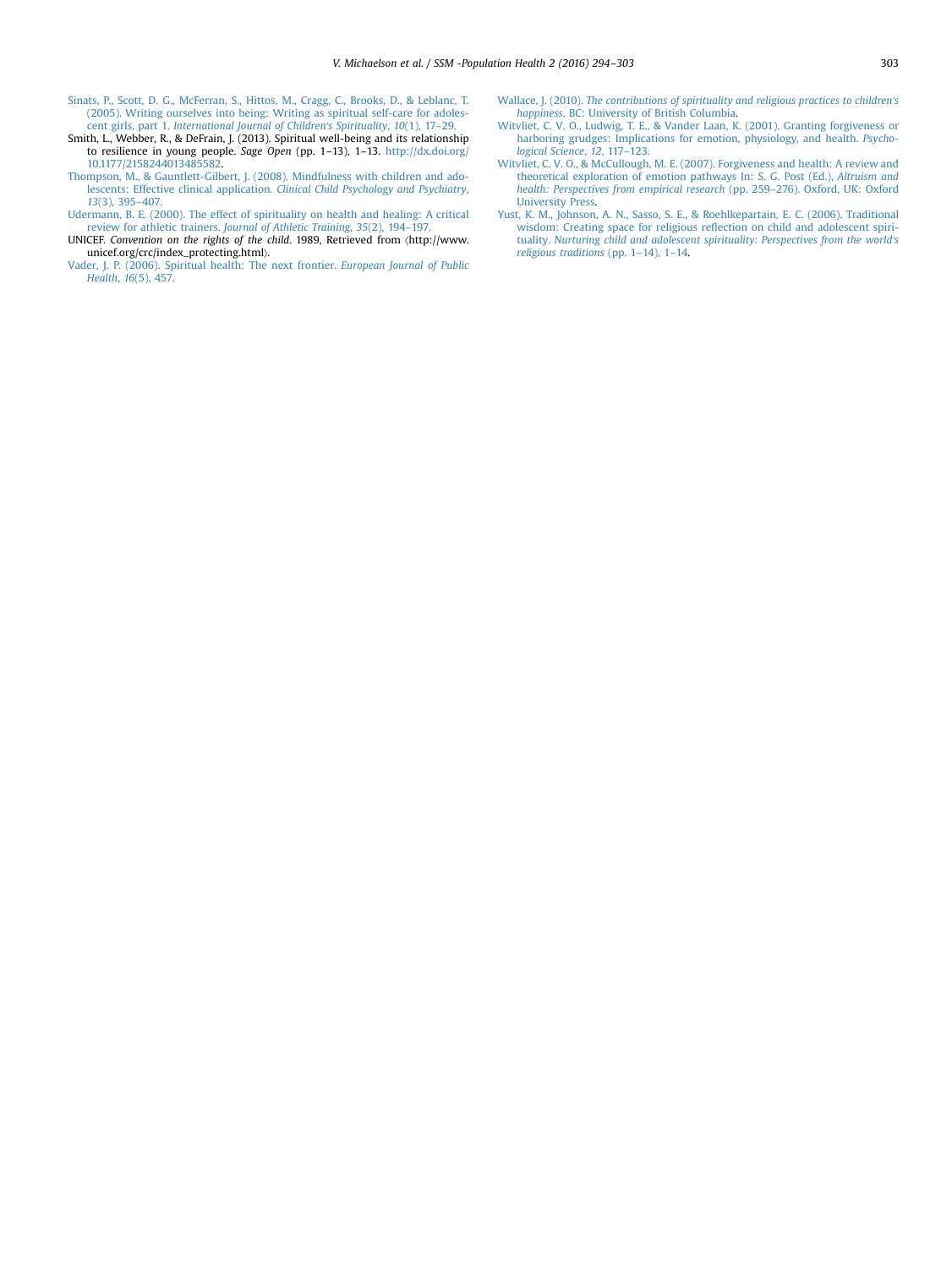Sinats, P., Scott, D. G., McFerran, S., Hittos, M., Cragg, C., Brooks, D., & Leblanc, T. (2005). Writing ourselves into being: Writing as spiritual self-care for adolescent girls, part 1. *International Journal of Children's Spirituality*, *10*(1), 17–29.

Smith, L., Webber, R., & DeFrain, J. (2013). Spiritual well-being and its relationship to resilience in young people. *Sage Open* (pp. 1–13), 1–13. http://dx.doi.org/10.1177/2158244013485582.

Thompson, M., & Gauntlett-Gilbert, J. (2008). Mindfulness with children and adolescents: Effective clinical application. *Clinical Child Psychology and Psychiatry*, *13*(3), 395–407.

Udermann, B. E. (2000). The effect of spirituality on health and healing: A critical review for athletic trainers. *Journal of Athletic Training*, *35*(2), 194–197.

UNICEF. *Convention on the rights of the child*. 1989, Retrieved from ⟨http://www.unicef.org/crc/index_protecting.html⟩.

Vader, J. P. (2006). Spiritual health: The next frontier. *European Journal of Public Health*, *16*(5), 457.

Wallace, J. (2010). *The contributions of spirituality and religious practices to children's happiness*. BC: University of British Columbia.

Witvliet, C. V. O., Ludwig, T. E., & Vander Laan, K. (2001). Granting forgiveness or harboring grudges: Implications for emotion, physiology, and health. *Psychological Science*, *12*, 117–123.

Witvliet, C. V. O., & McCullough, M. E. (2007). Forgiveness and health: A review and theoretical exploration of emotion pathways In: S. G. Post (Ed.), *Altruism and health: Perspectives from empirical research* (pp. 259–276). Oxford, UK: Oxford University Press.

Yust, K. M., Johnson, A. N., Sasso, S. E., & Roehlkepartain, E. C. (2006). Traditional wisdom: Creating space for religious reflection on child and adolescent spirituality. *Nurturing child and adolescent spirituality: Perspectives from the world's religious traditions* (pp. 1–14), 1–14.